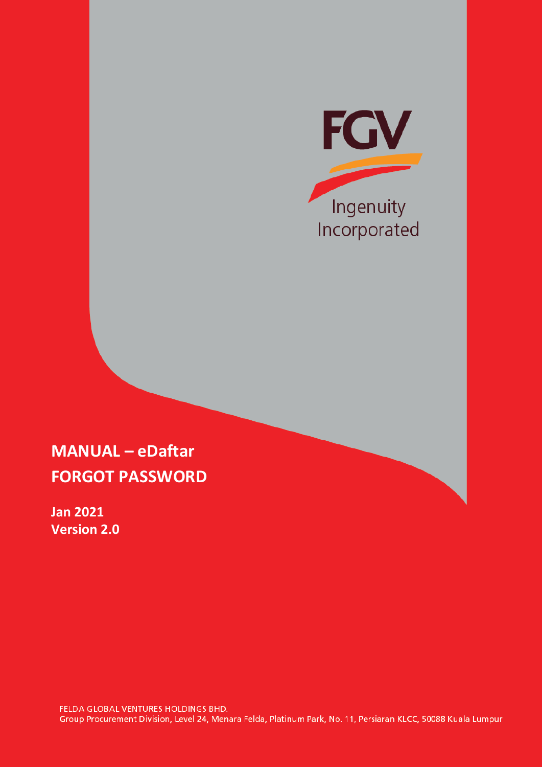FGV

Ingenuity
Incorporated

# MANUAL – eDaftar
# FORGOT PASSWORD

**Jan 2021**
**Version 2.0**

FELDA GLOBAL VENTURES HOLDINGS BHD.
Group Procurement Division, Level 24, Menara Felda, Platinum Park, No. 11, Persiaran KLCC, 50088 Kuala Lumpur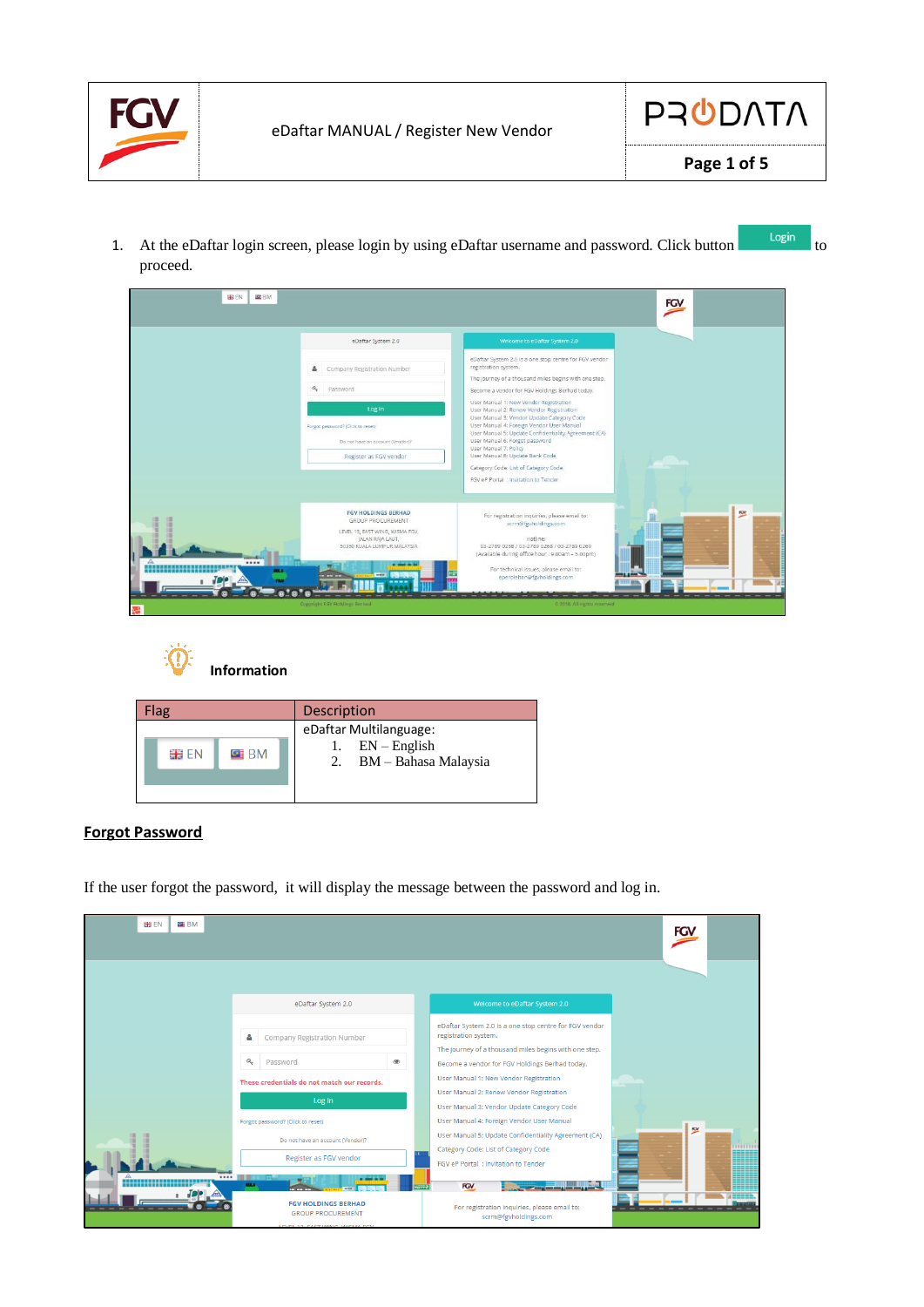1. At the eDaftar login screen, please login by using eDaftar username and password. Click button Login to proceed.

**Information**

| Flag | Description |
|---|---|
| EN BM | eDaftar Multilanguage:<br>1. EN – English<br>2. BM – Bahasa Malaysia |

## Forgot Password

If the user forgot the password, it will display the message between the password and log in.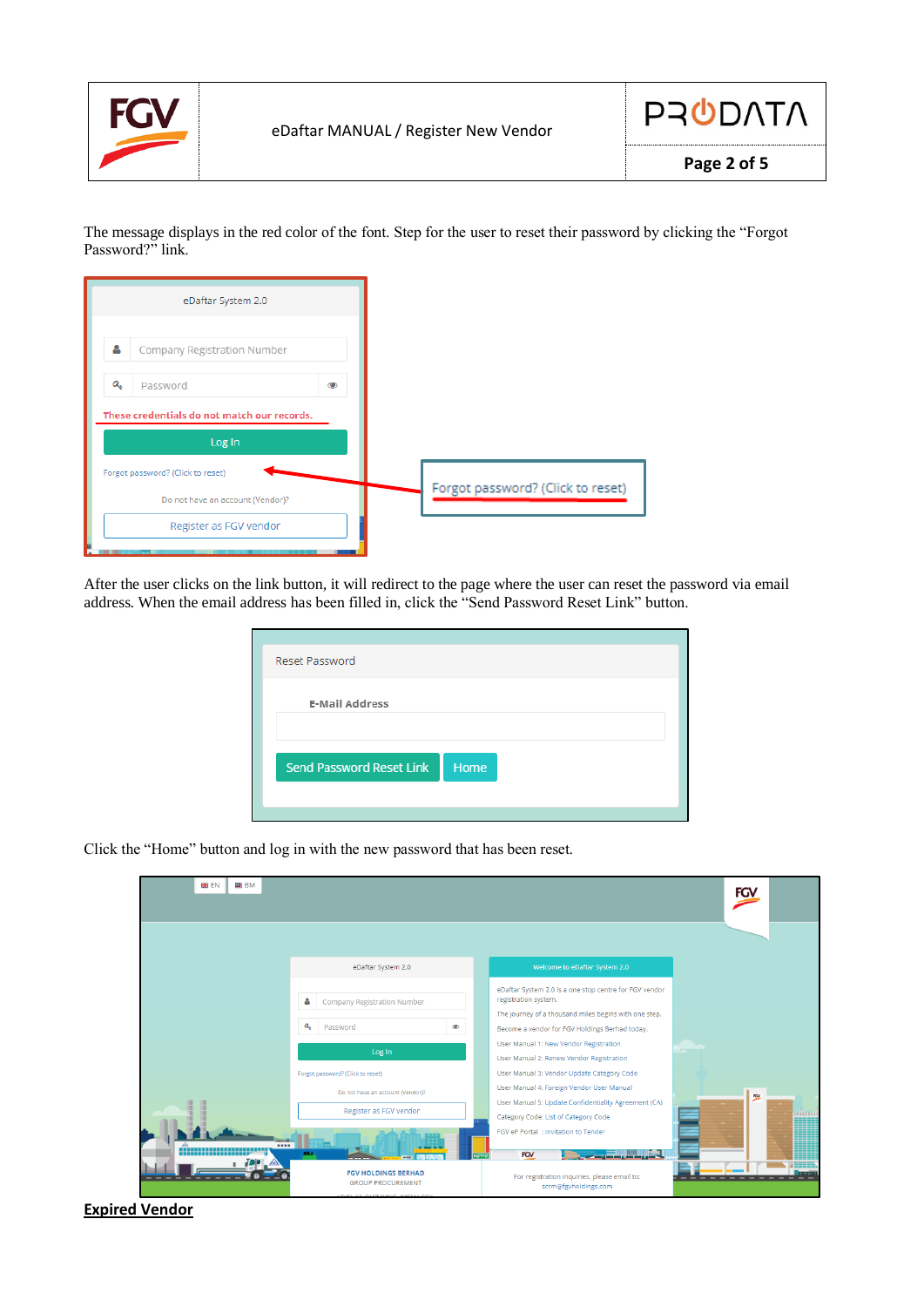The message displays in the red color of the font. Step for the user to reset their password by clicking the "Forgot Password?" link.

After the user clicks on the link button, it will redirect to the page where the user can reset the password via email address. When the email address has been filled in, click the "Send Password Reset Link" button.

Click the "Home" button and log in with the new password that has been reset.

**Expired Vendor**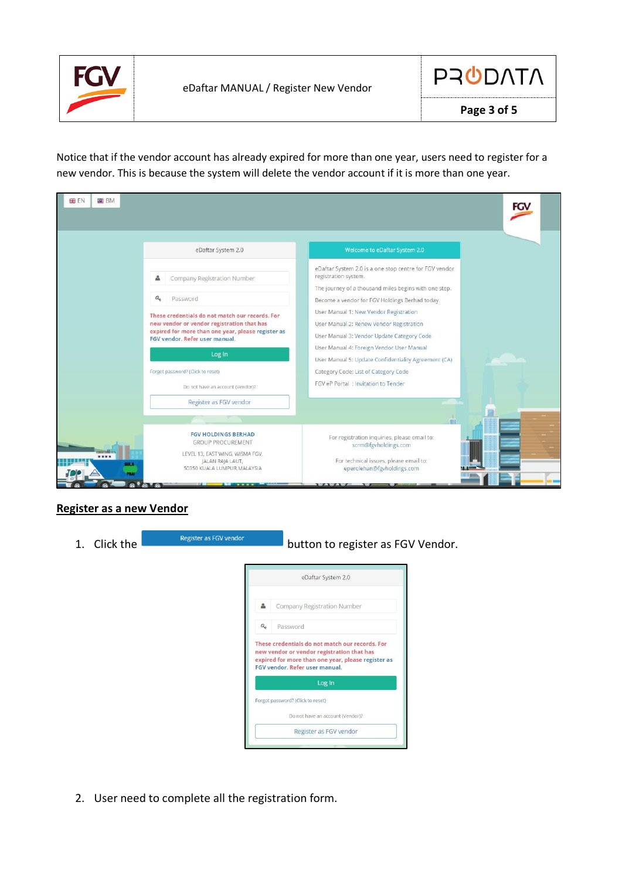Notice that if the vendor account has already expired for more than one year, users need to register for a new vendor. This is because the system will delete the vendor account if it is more than one year.

## Register as a new Vendor

1. Click the Register as FGV vendor button to register as FGV Vendor.

2. User need to complete all the registration form.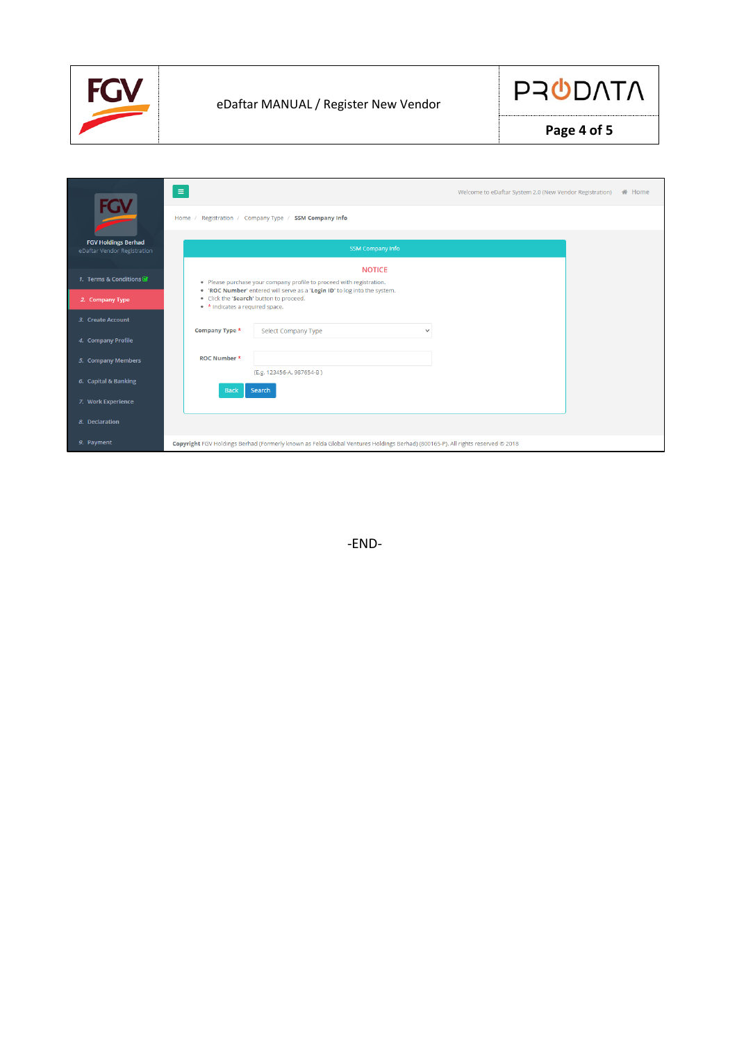FGV Holdings Berhad
eDaftar Vendor Registration

1. Terms & Conditions
2. Company Type
3. Create Account
4. Company Profile
5. Company Members
6. Capital & Banking
7. Work Experience
8. Declaration
9. Payment

Welcome to eDaftar System 2.0 (New Vendor Registration) Home

Home / Registration / Company Type / **SSM Company Info**

SSM Company Info

NOTICE

- Please purchase your company profile to proceed with registration.
- '**ROC Number**' entered will serve as a '**Login ID**' to log into the system.
- Click the '**Search**' button to proceed.
- * indicates a required space.

**Company Type** * Select Company Type

**ROC Number** *

(E.g. 123456-A, 987654-B )

Back Search

**Copyright** FGV Holdings Berhad (Formerly known as Felda Global Ventures Holdings Berhad) (800165-P). All rights reserved © 2018

-END-